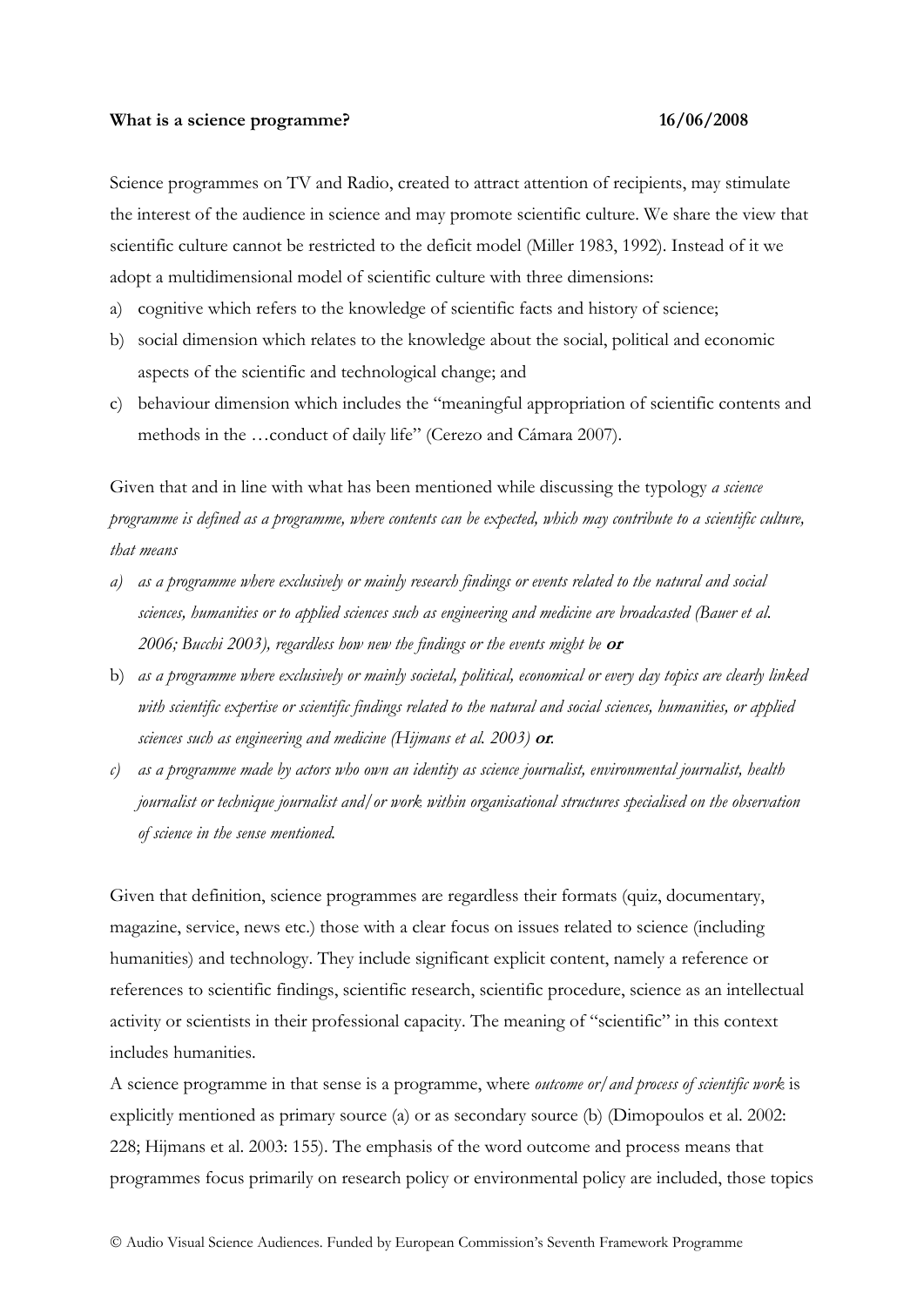**What is a science programme? 16/06/2008**

Science programmes on TV and Radio, created to attract attention of recipients, may stimulate the interest of the audience in science and may promote scientific culture. We share the view that scientific culture cannot be restricted to the deficit model (Miller 1983, 1992). Instead of it we adopt a multidimensional model of scientific culture with three dimensions:

a) cognitive which refers to the knowledge of scientific facts and history of science;
b) social dimension which relates to the knowledge about the social, political and economic aspects of the scientific and technological change; and
c) behaviour dimension which includes the "meaningful appropriation of scientific contents and methods in the …conduct of daily life" (Cerezo and Cámara 2007).

Given that and in line with what has been mentioned while discussing the typology *a science programme is defined as a programme, where contents can be expected, which may contribute to a scientific culture, that means*

a) *as a programme where exclusively or mainly research findings or events related to the natural and social sciences, humanities or to applied sciences such as engineering and medicine are broadcasted (Bauer et al. 2006; Bucchi 2003), regardless how new the findings or the events might be* ***or***
b) *as a programme where exclusively or mainly societal, political, economical or every day topics are clearly linked with scientific expertise or scientific findings related to the natural and social sciences, humanities, or applied sciences such as engineering and medicine (Hijmans et al. 2003)* ***or.***
c) *as a programme made by actors who own an identity as science journalist, environmental journalist, health journalist or technique journalist and/or work within organisational structures specialised on the observation of science in the sense mentioned.*

Given that definition, science programmes are regardless their formats (quiz, documentary, magazine, service, news etc.) those with a clear focus on issues related to science (including humanities) and technology. They include significant explicit content, namely a reference or references to scientific findings, scientific research, scientific procedure, science as an intellectual activity or scientists in their professional capacity. The meaning of "scientific" in this context includes humanities.

A science programme in that sense is a programme, where *outcome or/and process of scientific work* is explicitly mentioned as primary source (a) or as secondary source (b) (Dimopoulos et al. 2002: 228; Hijmans et al. 2003: 155). The emphasis of the word outcome and process means that programmes focus primarily on research policy or environmental policy are included, those topics

© Audio Visual Science Audiences. Funded by European Commission's Seventh Framework Programme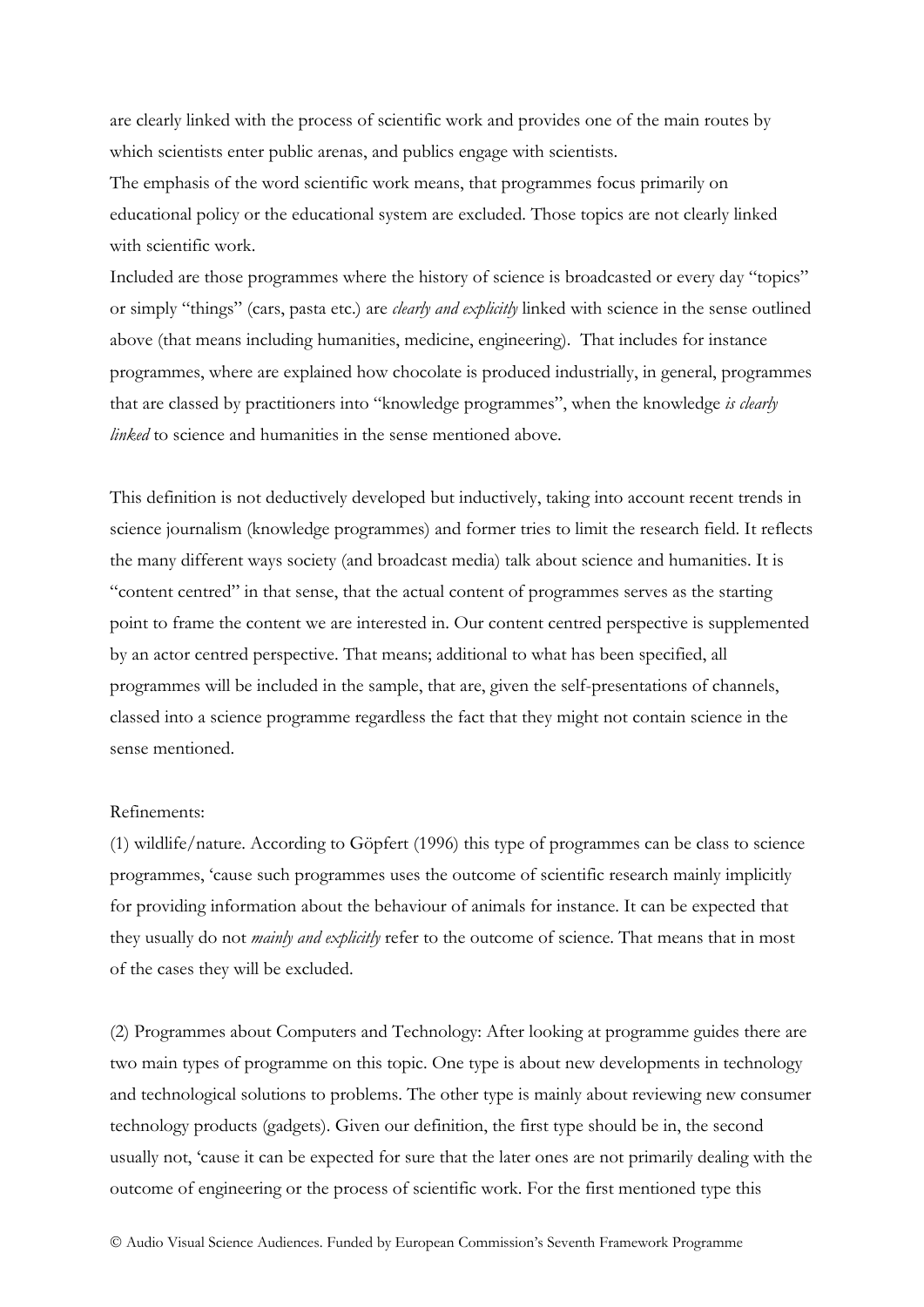are clearly linked with the process of scientific work and provides one of the main routes by which scientists enter public arenas, and publics engage with scientists.

The emphasis of the word scientific work means, that programmes focus primarily on educational policy or the educational system are excluded. Those topics are not clearly linked with scientific work.

Included are those programmes where the history of science is broadcasted or every day "topics" or simply "things" (cars, pasta etc.) are *clearly and explicitly* linked with science in the sense outlined above (that means including humanities, medicine, engineering). That includes for instance programmes, where are explained how chocolate is produced industrially, in general, programmes that are classed by practitioners into "knowledge programmes", when the knowledge *is clearly linked* to science and humanities in the sense mentioned above.

This definition is not deductively developed but inductively, taking into account recent trends in science journalism (knowledge programmes) and former tries to limit the research field. It reflects the many different ways society (and broadcast media) talk about science and humanities. It is "content centred" in that sense, that the actual content of programmes serves as the starting point to frame the content we are interested in. Our content centred perspective is supplemented by an actor centred perspective. That means; additional to what has been specified, all programmes will be included in the sample, that are, given the self-presentations of channels, classed into a science programme regardless the fact that they might not contain science in the sense mentioned.

Refinements:

(1) wildlife/nature. According to Göpfert (1996) this type of programmes can be class to science programmes, 'cause such programmes uses the outcome of scientific research mainly implicitly for providing information about the behaviour of animals for instance. It can be expected that they usually do not *mainly and explicitly* refer to the outcome of science. That means that in most of the cases they will be excluded.

(2) Programmes about Computers and Technology: After looking at programme guides there are two main types of programme on this topic. One type is about new developments in technology and technological solutions to problems. The other type is mainly about reviewing new consumer technology products (gadgets). Given our definition, the first type should be in, the second usually not, 'cause it can be expected for sure that the later ones are not primarily dealing with the outcome of engineering or the process of scientific work. For the first mentioned type this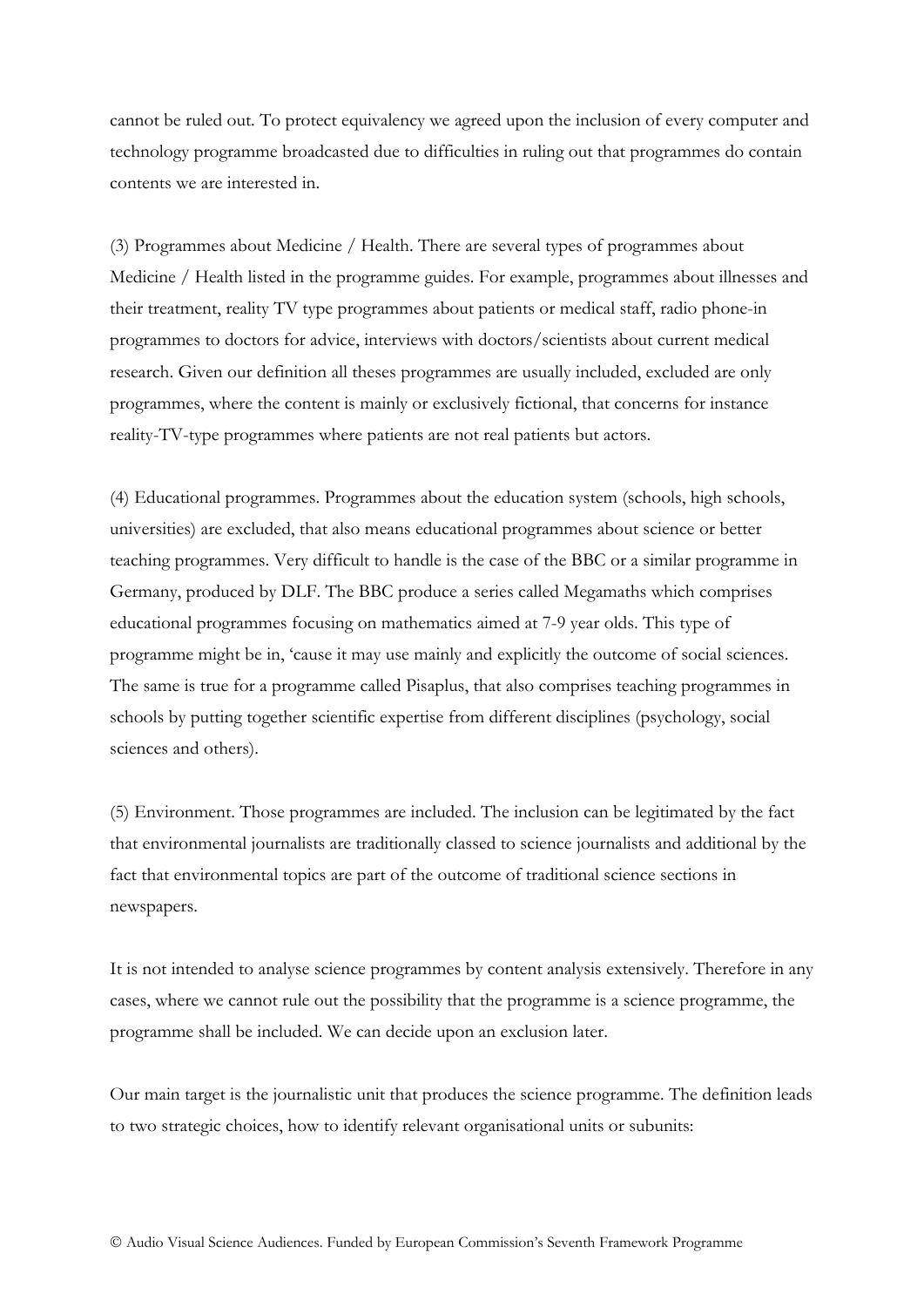cannot be ruled out. To protect equivalency we agreed upon the inclusion of every computer and technology programme broadcasted due to difficulties in ruling out that programmes do contain contents we are interested in.

(3) Programmes about Medicine / Health. There are several types of programmes about Medicine / Health listed in the programme guides. For example, programmes about illnesses and their treatment, reality TV type programmes about patients or medical staff, radio phone-in programmes to doctors for advice, interviews with doctors/scientists about current medical research. Given our definition all theses programmes are usually included, excluded are only programmes, where the content is mainly or exclusively fictional, that concerns for instance reality-TV-type programmes where patients are not real patients but actors.

(4) Educational programmes. Programmes about the education system (schools, high schools, universities) are excluded, that also means educational programmes about science or better teaching programmes. Very difficult to handle is the case of the BBC or a similar programme in Germany, produced by DLF. The BBC produce a series called Megamaths which comprises educational programmes focusing on mathematics aimed at 7-9 year olds. This type of programme might be in, 'cause it may use mainly and explicitly the outcome of social sciences. The same is true for a programme called Pisaplus, that also comprises teaching programmes in schools by putting together scientific expertise from different disciplines (psychology, social sciences and others).

(5) Environment. Those programmes are included. The inclusion can be legitimated by the fact that environmental journalists are traditionally classed to science journalists and additional by the fact that environmental topics are part of the outcome of traditional science sections in newspapers.

It is not intended to analyse science programmes by content analysis extensively. Therefore in any cases, where we cannot rule out the possibility that the programme is a science programme, the programme shall be included. We can decide upon an exclusion later.

Our main target is the journalistic unit that produces the science programme. The definition leads to two strategic choices, how to identify relevant organisational units or subunits: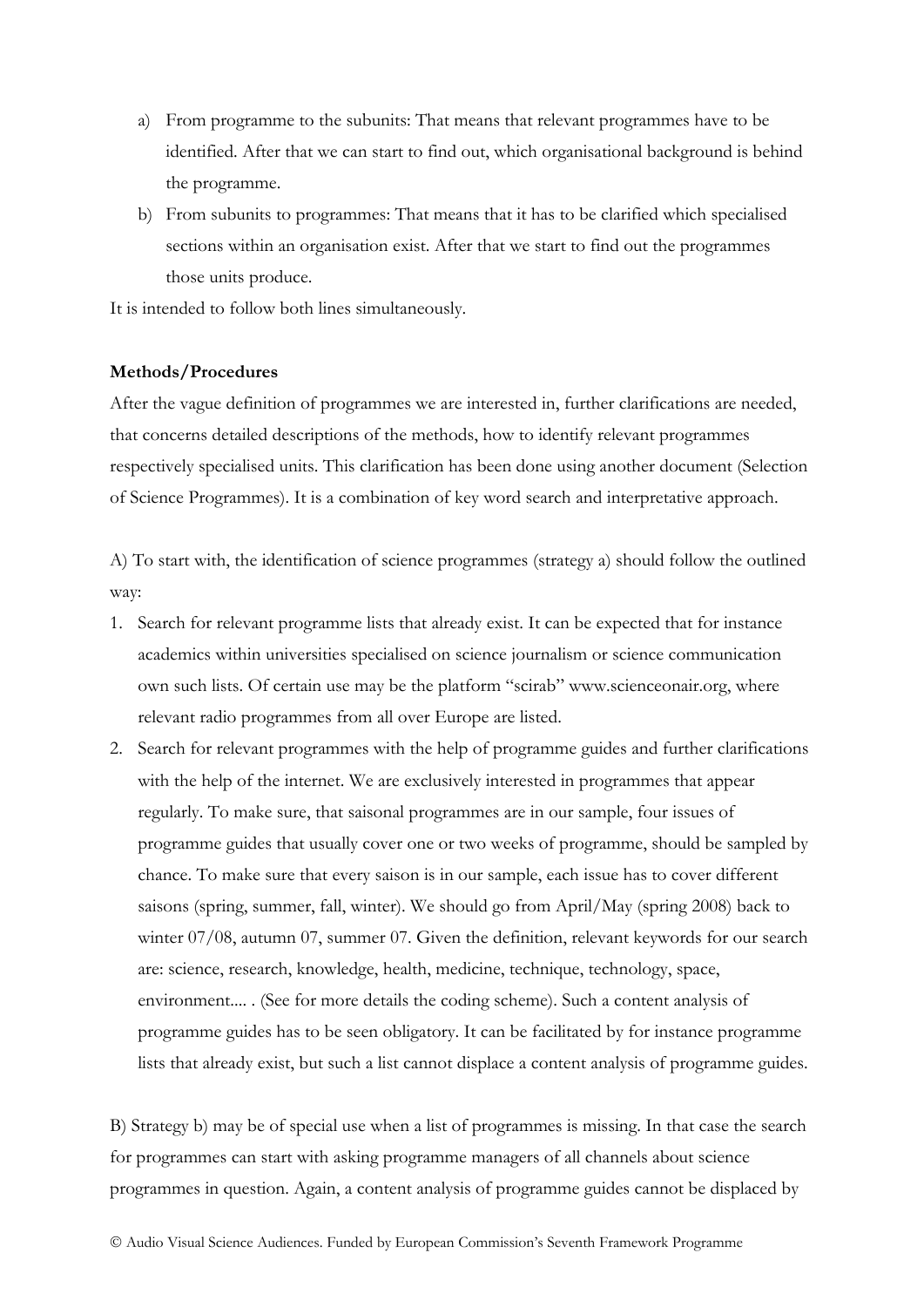a) From programme to the subunits: That means that relevant programmes have to be identified. After that we can start to find out, which organisational background is behind the programme.

b) From subunits to programmes: That means that it has to be clarified which specialised sections within an organisation exist. After that we start to find out the programmes those units produce.

It is intended to follow both lines simultaneously.

**Methods/Procedures**

After the vague definition of programmes we are interested in, further clarifications are needed, that concerns detailed descriptions of the methods, how to identify relevant programmes respectively specialised units. This clarification has been done using another document (Selection of Science Programmes). It is a combination of key word search and interpretative approach.

A) To start with, the identification of science programmes (strategy a) should follow the outlined way:

1. Search for relevant programme lists that already exist. It can be expected that for instance academics within universities specialised on science journalism or science communication own such lists. Of certain use may be the platform "scirab" www.scienceonair.org, where relevant radio programmes from all over Europe are listed.
2. Search for relevant programmes with the help of programme guides and further clarifications with the help of the internet. We are exclusively interested in programmes that appear regularly. To make sure, that saisonal programmes are in our sample, four issues of programme guides that usually cover one or two weeks of programme, should be sampled by chance. To make sure that every saison is in our sample, each issue has to cover different saisons (spring, summer, fall, winter). We should go from April/May (spring 2008) back to winter 07/08, autumn 07, summer 07. Given the definition, relevant keywords for our search are: science, research, knowledge, health, medicine, technique, technology, space, environment.... . (See for more details the coding scheme). Such a content analysis of programme guides has to be seen obligatory. It can be facilitated by for instance programme lists that already exist, but such a list cannot displace a content analysis of programme guides.

B) Strategy b) may be of special use when a list of programmes is missing. In that case the search for programmes can start with asking programme managers of all channels about science programmes in question. Again, a content analysis of programme guides cannot be displaced by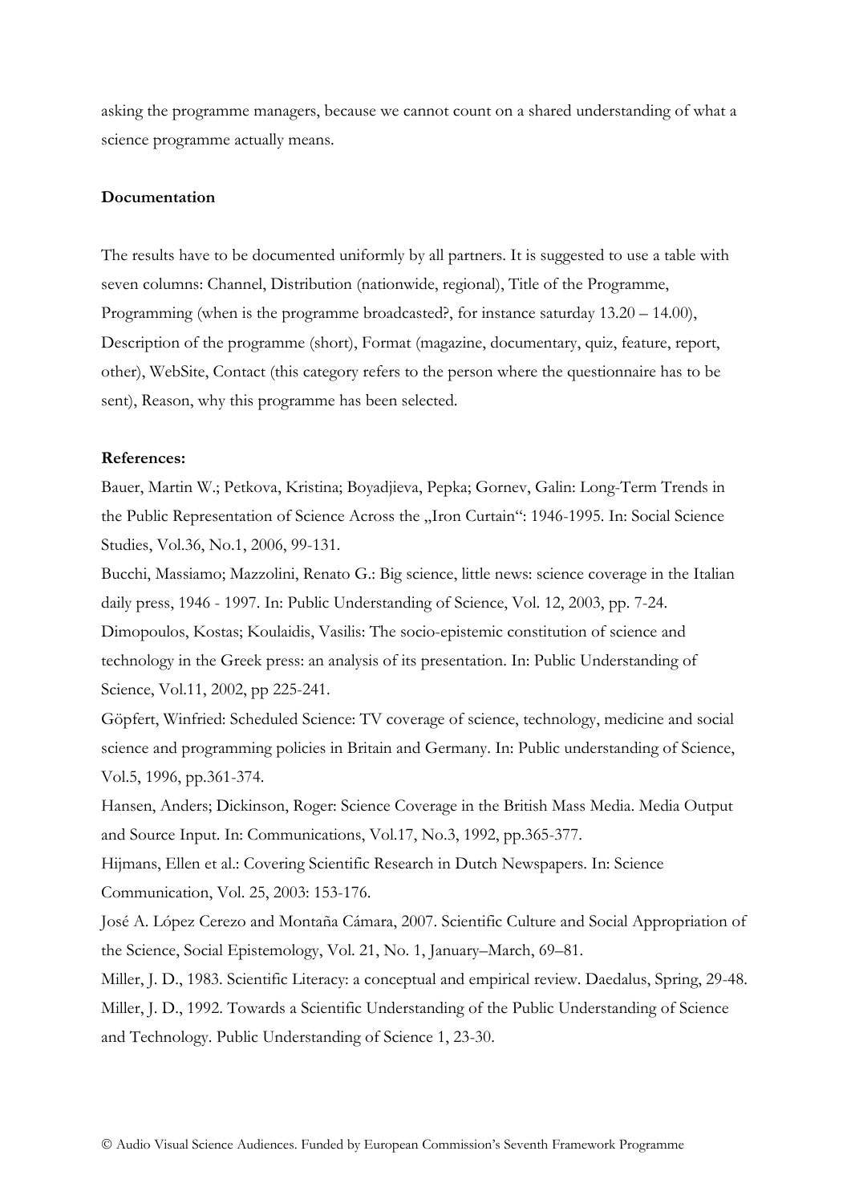asking the programme managers, because we cannot count on a shared understanding of what a science programme actually means.

**Documentation**

The results have to be documented uniformly by all partners. It is suggested to use a table with seven columns: Channel, Distribution (nationwide, regional), Title of the Programme, Programming (when is the programme broadcasted?, for instance saturday 13.20 – 14.00), Description of the programme (short), Format (magazine, documentary, quiz, feature, report, other), WebSite, Contact (this category refers to the person where the questionnaire has to be sent), Reason, why this programme has been selected.

**References:**

Bauer, Martin W.; Petkova, Kristina; Boyadjieva, Pepka; Gornev, Galin: Long-Term Trends in the Public Representation of Science Across the „Iron Curtain": 1946-1995. In: Social Science Studies, Vol.36, No.1, 2006, 99-131.

Bucchi, Massiamo; Mazzolini, Renato G.: Big science, little news: science coverage in the Italian daily press, 1946 - 1997. In: Public Understanding of Science, Vol. 12, 2003, pp. 7-24.

Dimopoulos, Kostas; Koulaidis, Vasilis: The socio-epistemic constitution of science and technology in the Greek press: an analysis of its presentation. In: Public Understanding of Science, Vol.11, 2002, pp 225-241.

Göpfert, Winfried: Scheduled Science: TV coverage of science, technology, medicine and social science and programming policies in Britain and Germany. In: Public understanding of Science, Vol.5, 1996, pp.361-374.

Hansen, Anders; Dickinson, Roger: Science Coverage in the British Mass Media. Media Output and Source Input. In: Communications, Vol.17, No.3, 1992, pp.365-377.

Hijmans, Ellen et al.: Covering Scientific Research in Dutch Newspapers. In: Science Communication, Vol. 25, 2003: 153-176.

José A. López Cerezo and Montaña Cámara, 2007. Scientific Culture and Social Appropriation of the Science, Social Epistemology, Vol. 21, No. 1, January–March, 69–81.

Miller, J. D., 1983. Scientific Literacy: a conceptual and empirical review. Daedalus, Spring, 29-48.

Miller, J. D., 1992. Towards a Scientific Understanding of the Public Understanding of Science and Technology. Public Understanding of Science 1, 23-30.